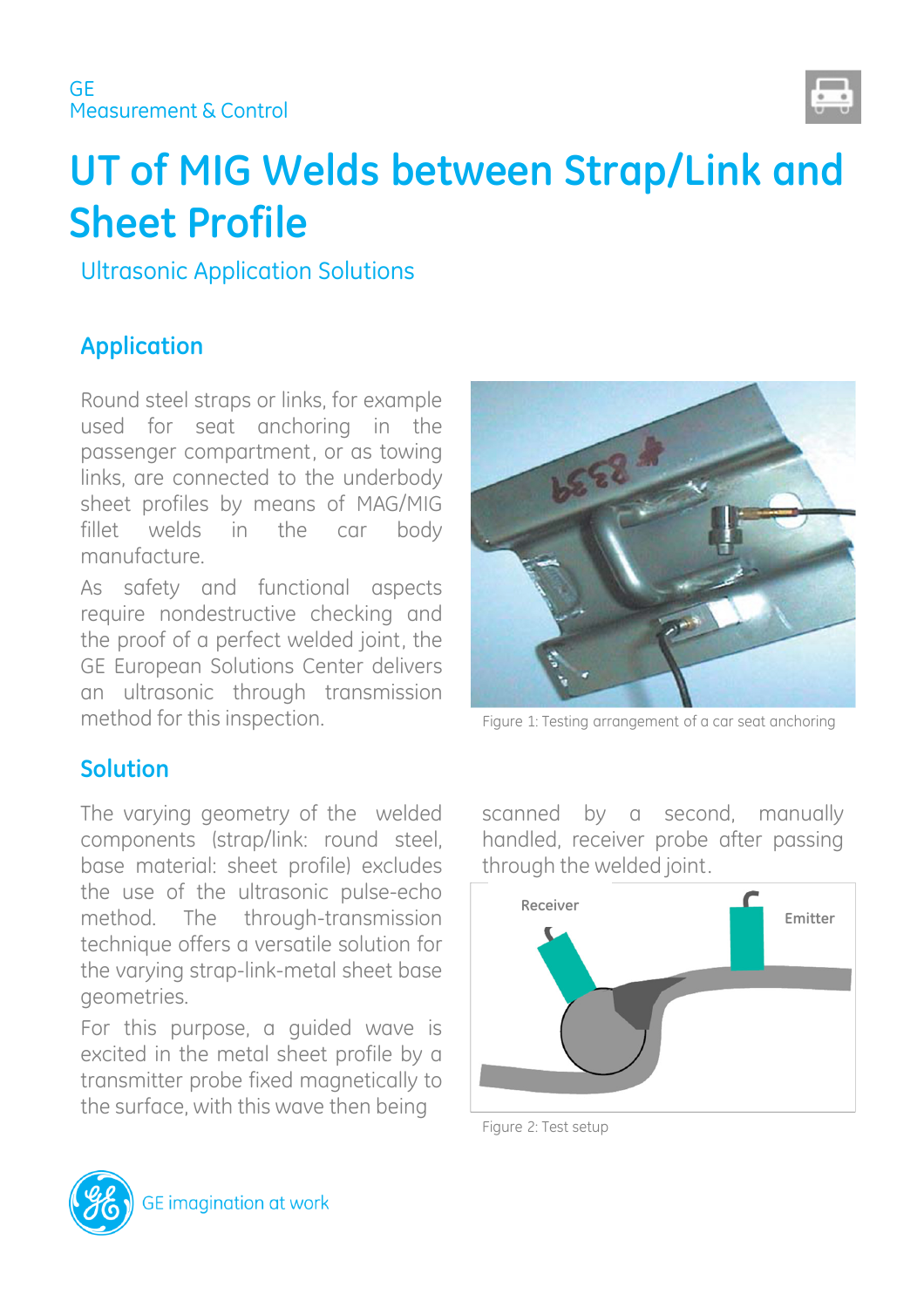GE
Measurement & Control

# UT of MIG Welds between Strap/Link and Sheet Profile

Ultrasonic Application Solutions

## Application

Round steel straps or links, for example used for seat anchoring in the passenger compartment, or as towing links, are connected to the underbody sheet profiles by means of MAG/MIG fillet welds in the car body manufacture.

As safety and functional aspects require nondestructive checking and the proof of a perfect welded joint, the GE European Solutions Center delivers an ultrasonic through transmission method for this inspection.

Figure 1: Testing arrangement of a car seat anchoring

## Solution

The varying geometry of the welded components (strap/link: round steel, base material: sheet profile) excludes the use of the ultrasonic pulse-echo method. The through-transmission technique offers a versatile solution for the varying strap-link-metal sheet base geometries.

For this purpose, a guided wave is excited in the metal sheet profile by a transmitter probe fixed magnetically to the surface, with this wave then being scanned by a second, manually handled, receiver probe after passing through the welded joint.

Receiver

Emitter

Figure 2: Test setup

GE imagination at work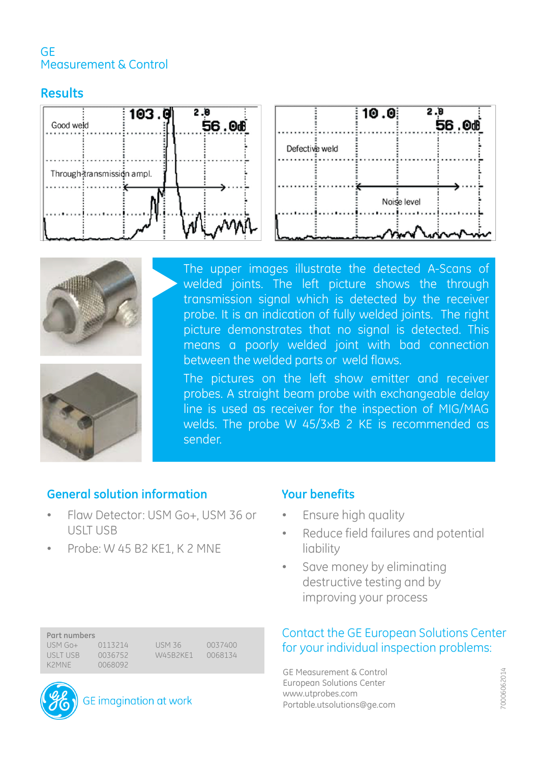GE
Measurement & Control

## Results

Good weld
103.0
2.0
56.0dB
Through-transmission ampl.

10.0
2.0
56.0dB
Defective weld
Noise level

The upper images illustrate the detected A-Scans of welded joints. The left picture shows the through transmission signal which is detected by the receiver probe. It is an indication of fully welded joints. The right picture demonstrates that no signal is detected. This means a poorly welded joint with bad connection between the welded parts or weld flaws.

The pictures on the left show emitter and receiver probes. A straight beam probe with exchangeable delay line is used as receiver for the inspection of MIG/MAG welds. The probe W 45/3xB 2 KE is recommended as sender.

## General solution information

- Flaw Detector: USM Go+, USM 36 or USLT USB
- Probe: W 45 B2 KE1, K 2 MNE

## Your benefits

- Ensure high quality
- Reduce field failures and potential liability
- Save money by eliminating destructive testing and by improving your process

**Part numbers**

| | | | |
|---|---|---|---|
| USM Go+ | 0113214 | USM 36 | 0037400 |
| USLT USB | 0036752 | W45B2KE1 | 0068134 |
| K2MNE | 0068092 | | |

GE imagination at work

Contact the GE European Solutions Center for your individual inspection problems:

GE Measurement & Control
European Solutions Center
www.utprobes.com
Portable.utsolutions@ge.com

70006062014